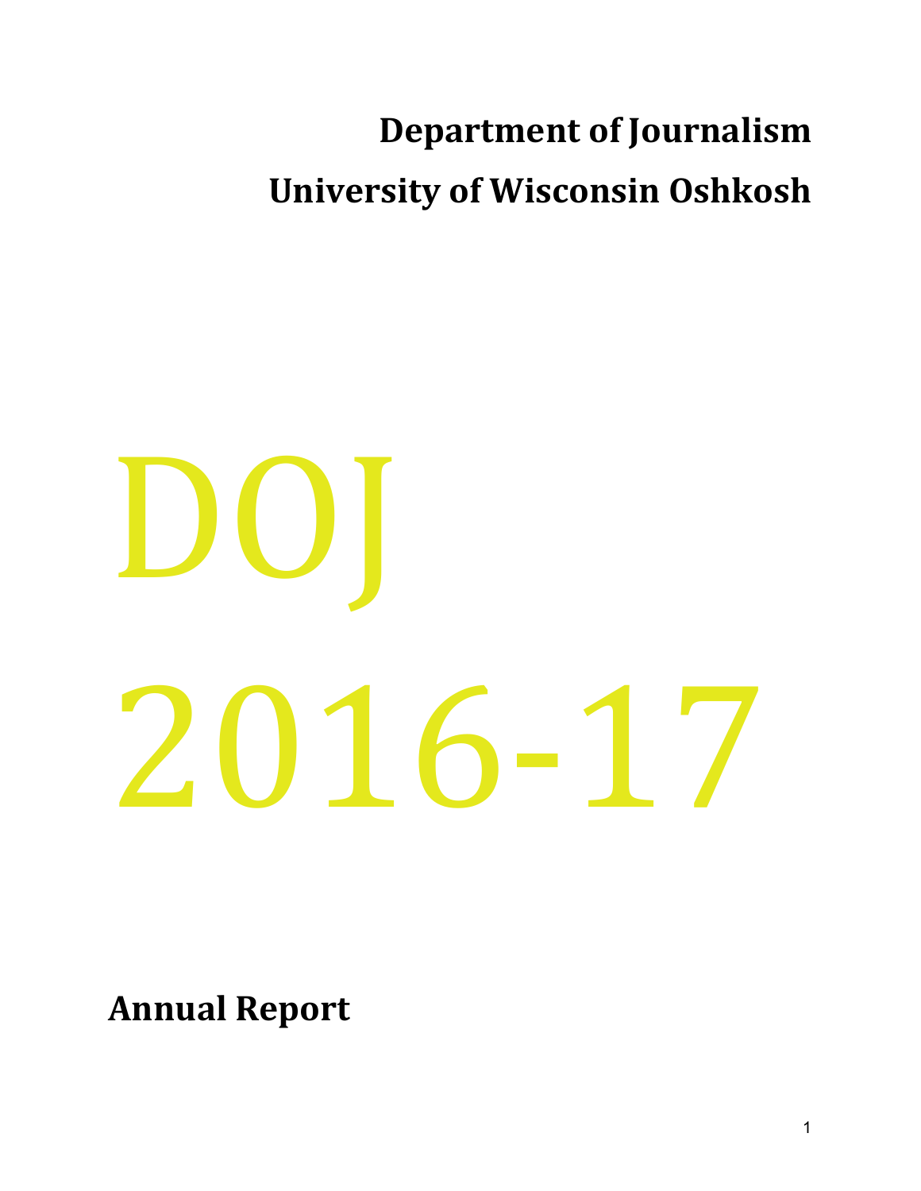# Department of Journalism

# University of Wisconsin Oshkosh

# DOJ

# 2016-17

**Annual Report**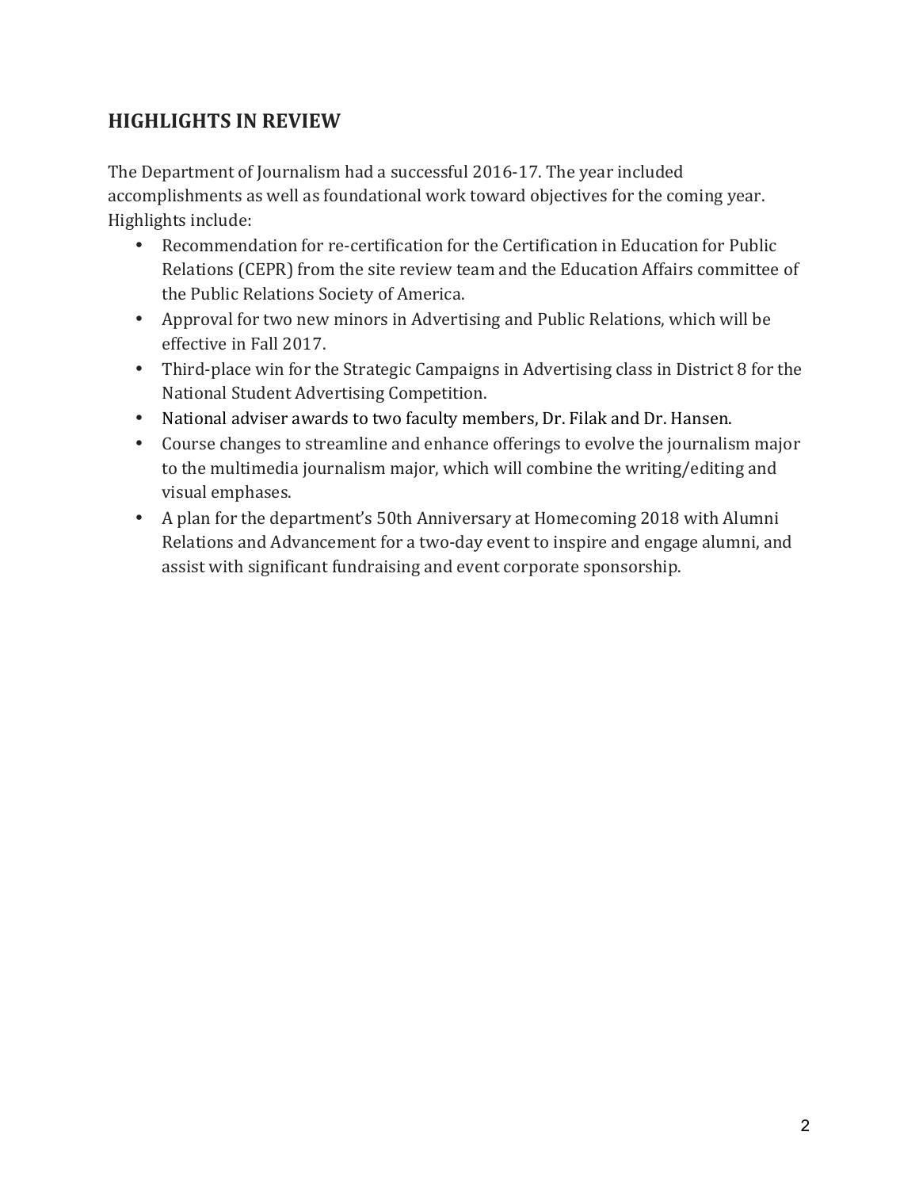## HIGHLIGHTS IN REVIEW

The Department of Journalism had a successful 2016-17. The year included accomplishments as well as foundational work toward objectives for the coming year. Highlights include:

- Recommendation for re-certification for the Certification in Education for Public Relations (CEPR) from the site review team and the Education Affairs committee of the Public Relations Society of America.
- Approval for two new minors in Advertising and Public Relations, which will be effective in Fall 2017.
- Third-place win for the Strategic Campaigns in Advertising class in District 8 for the National Student Advertising Competition.
- National adviser awards to two faculty members, Dr. Filak and Dr. Hansen.
- Course changes to streamline and enhance offerings to evolve the journalism major to the multimedia journalism major, which will combine the writing/editing and visual emphases.
- A plan for the department's 50th Anniversary at Homecoming 2018 with Alumni Relations and Advancement for a two-day event to inspire and engage alumni, and assist with significant fundraising and event corporate sponsorship.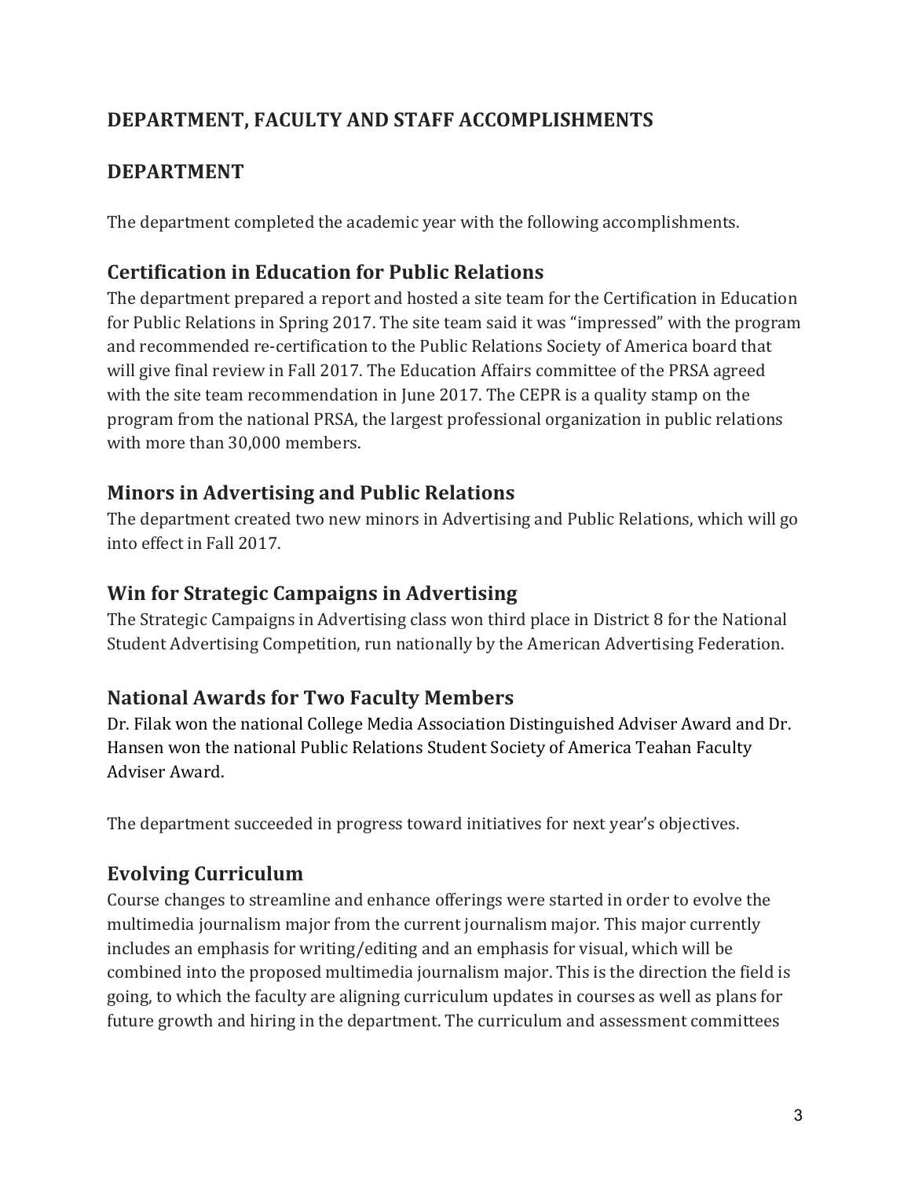## DEPARTMENT, FACULTY AND STAFF ACCOMPLISHMENTS

## DEPARTMENT

The department completed the academic year with the following accomplishments.

### Certification in Education for Public Relations

The department prepared a report and hosted a site team for the Certification in Education for Public Relations in Spring 2017. The site team said it was "impressed" with the program and recommended re-certification to the Public Relations Society of America board that will give final review in Fall 2017. The Education Affairs committee of the PRSA agreed with the site team recommendation in June 2017. The CEPR is a quality stamp on the program from the national PRSA, the largest professional organization in public relations with more than 30,000 members.

### Minors in Advertising and Public Relations

The department created two new minors in Advertising and Public Relations, which will go into effect in Fall 2017.

### Win for Strategic Campaigns in Advertising

The Strategic Campaigns in Advertising class won third place in District 8 for the National Student Advertising Competition, run nationally by the American Advertising Federation.

### National Awards for Two Faculty Members

Dr. Filak won the national College Media Association Distinguished Adviser Award and Dr. Hansen won the national Public Relations Student Society of America Teahan Faculty Adviser Award.

The department succeeded in progress toward initiatives for next year's objectives.

### Evolving Curriculum

Course changes to streamline and enhance offerings were started in order to evolve the multimedia journalism major from the current journalism major. This major currently includes an emphasis for writing/editing and an emphasis for visual, which will be combined into the proposed multimedia journalism major. This is the direction the field is going, to which the faculty are aligning curriculum updates in courses as well as plans for future growth and hiring in the department. The curriculum and assessment committees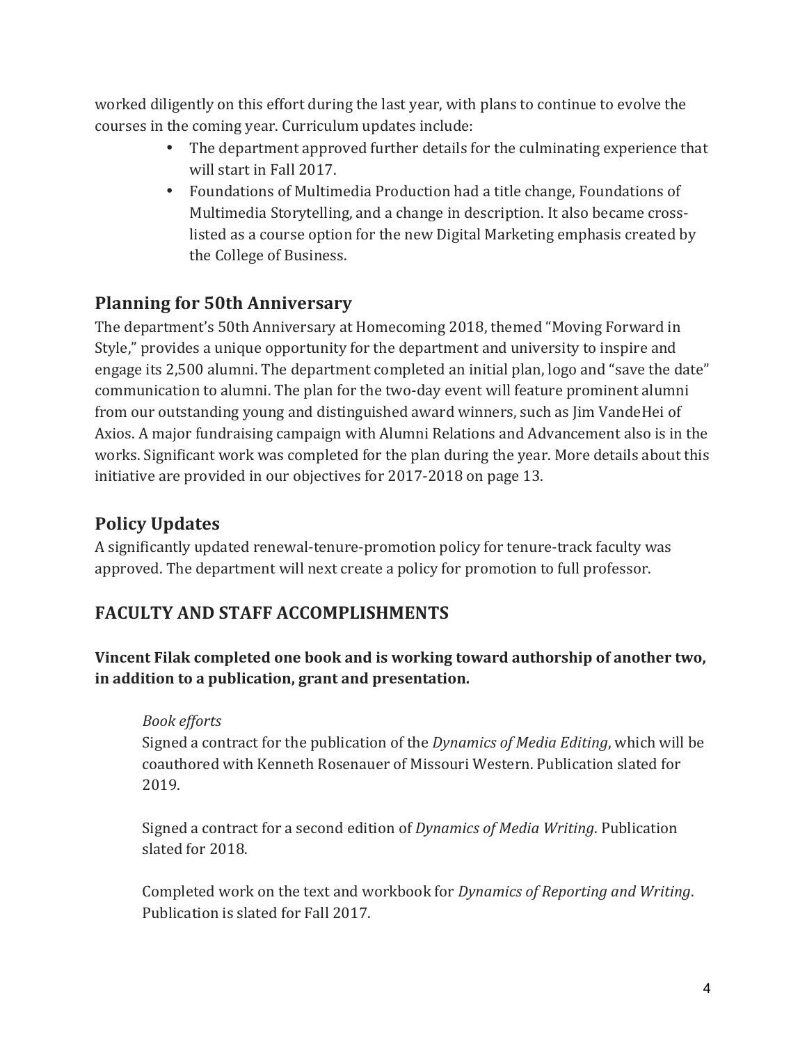worked diligently on this effort during the last year, with plans to continue to evolve the courses in the coming year. Curriculum updates include:

- The department approved further details for the culminating experience that will start in Fall 2017.
- Foundations of Multimedia Production had a title change, Foundations of Multimedia Storytelling, and a change in description. It also became cross-listed as a course option for the new Digital Marketing emphasis created by the College of Business.

## Planning for 50th Anniversary

The department's 50th Anniversary at Homecoming 2018, themed "Moving Forward in Style," provides a unique opportunity for the department and university to inspire and engage its 2,500 alumni. The department completed an initial plan, logo and "save the date" communication to alumni. The plan for the two-day event will feature prominent alumni from our outstanding young and distinguished award winners, such as Jim VandeHei of Axios. A major fundraising campaign with Alumni Relations and Advancement also is in the works. Significant work was completed for the plan during the year. More details about this initiative are provided in our objectives for 2017-2018 on page 13.

## Policy Updates

A significantly updated renewal-tenure-promotion policy for tenure-track faculty was approved. The department will next create a policy for promotion to full professor.

## FACULTY AND STAFF ACCOMPLISHMENTS

**Vincent Filak completed one book and is working toward authorship of another two, in addition to a publication, grant and presentation.**

*Book efforts*

Signed a contract for the publication of the *Dynamics of Media Editing*, which will be coauthored with Kenneth Rosenauer of Missouri Western. Publication slated for 2019.

Signed a contract for a second edition of *Dynamics of Media Writing*. Publication slated for 2018.

Completed work on the text and workbook for *Dynamics of Reporting and Writing*. Publication is slated for Fall 2017.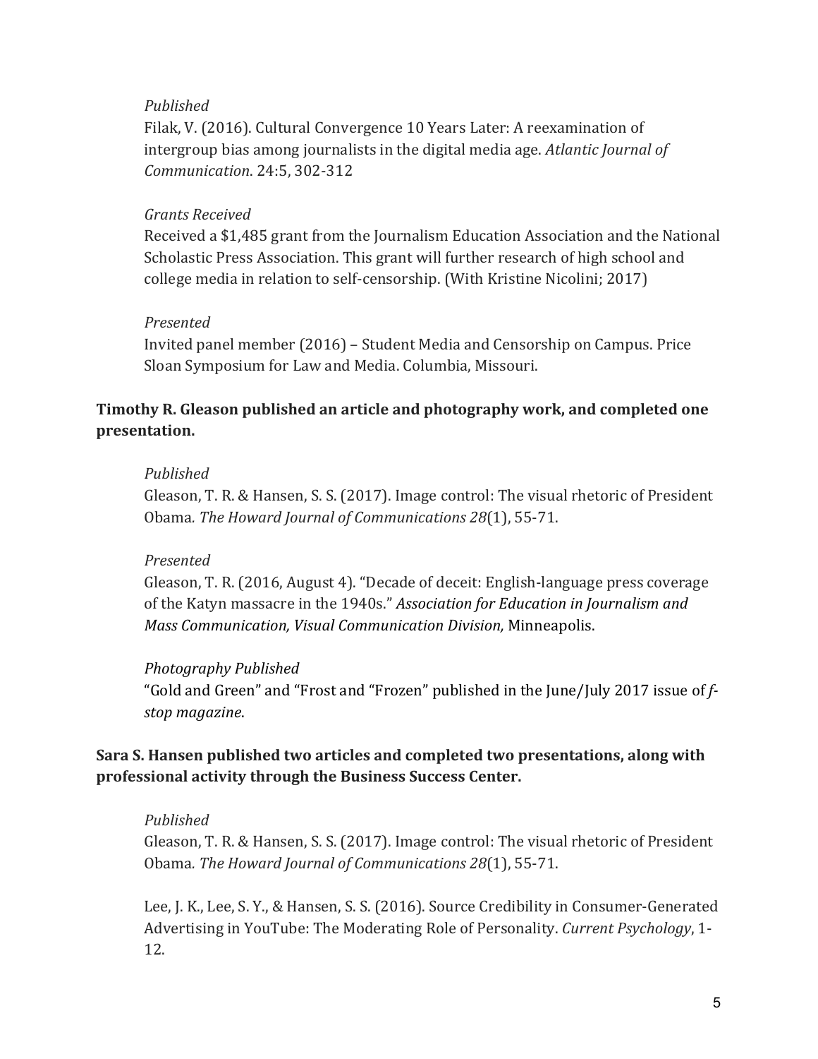*Published*

Filak, V. (2016). Cultural Convergence 10 Years Later: A reexamination of intergroup bias among journalists in the digital media age. *Atlantic Journal of Communication*. 24:5, 302-312

*Grants Received*

Received a $1,485 grant from the Journalism Education Association and the National Scholastic Press Association. This grant will further research of high school and college media in relation to self-censorship. (With Kristine Nicolini; 2017)

*Presented*

Invited panel member (2016) – Student Media and Censorship on Campus. Price Sloan Symposium for Law and Media. Columbia, Missouri.

**Timothy R. Gleason published an article and photography work, and completed one presentation.**

*Published*

Gleason, T. R. & Hansen, S. S. (2017). Image control: The visual rhetoric of President Obama. *The Howard Journal of Communications 28*(1), 55-71.

*Presented*

Gleason, T. R. (2016, August 4). "Decade of deceit: English-language press coverage of the Katyn massacre in the 1940s." *Association for Education in Journalism and Mass Communication, Visual Communication Division,* Minneapolis.

*Photography Published*

"Gold and Green" and "Frost and "Frozen" published in the June/July 2017 issue of *f-stop magazine*.

**Sara S. Hansen published two articles and completed two presentations, along with professional activity through the Business Success Center.**

*Published*

Gleason, T. R. & Hansen, S. S. (2017). Image control: The visual rhetoric of President Obama. *The Howard Journal of Communications 28*(1), 55-71.

Lee, J. K., Lee, S. Y., & Hansen, S. S. (2016). Source Credibility in Consumer-Generated Advertising in YouTube: The Moderating Role of Personality. *Current Psychology*, 1-12.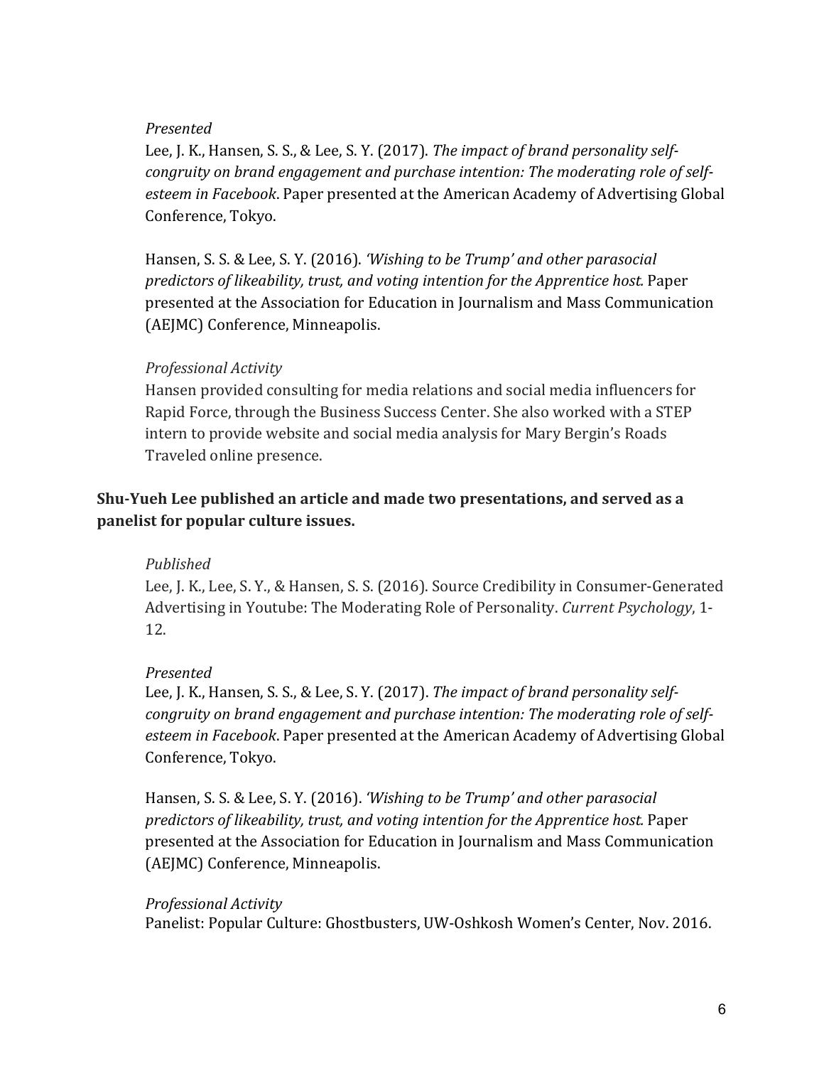*Presented*

Lee, J. K., Hansen, S. S., & Lee, S. Y. (2017). *The impact of brand personality self-congruity on brand engagement and purchase intention: The moderating role of self-esteem in Facebook*. Paper presented at the American Academy of Advertising Global Conference, Tokyo.

Hansen, S. S. & Lee, S. Y. (2016). *'Wishing to be Trump' and other parasocial predictors of likeability, trust, and voting intention for the Apprentice host.* Paper presented at the Association for Education in Journalism and Mass Communication (AEJMC) Conference, Minneapolis.

*Professional Activity*

Hansen provided consulting for media relations and social media influencers for Rapid Force, through the Business Success Center. She also worked with a STEP intern to provide website and social media analysis for Mary Bergin's Roads Traveled online presence.

**Shu-Yueh Lee published an article and made two presentations, and served as a panelist for popular culture issues.**

*Published*

Lee, J. K., Lee, S. Y., & Hansen, S. S. (2016). Source Credibility in Consumer-Generated Advertising in Youtube: The Moderating Role of Personality. *Current Psychology*, 1-12.

*Presented*

Lee, J. K., Hansen, S. S., & Lee, S. Y. (2017). *The impact of brand personality self-congruity on brand engagement and purchase intention: The moderating role of self-esteem in Facebook*. Paper presented at the American Academy of Advertising Global Conference, Tokyo.

Hansen, S. S. & Lee, S. Y. (2016). *'Wishing to be Trump' and other parasocial predictors of likeability, trust, and voting intention for the Apprentice host.* Paper presented at the Association for Education in Journalism and Mass Communication (AEJMC) Conference, Minneapolis.

*Professional Activity*

Panelist: Popular Culture: Ghostbusters, UW-Oshkosh Women's Center, Nov. 2016.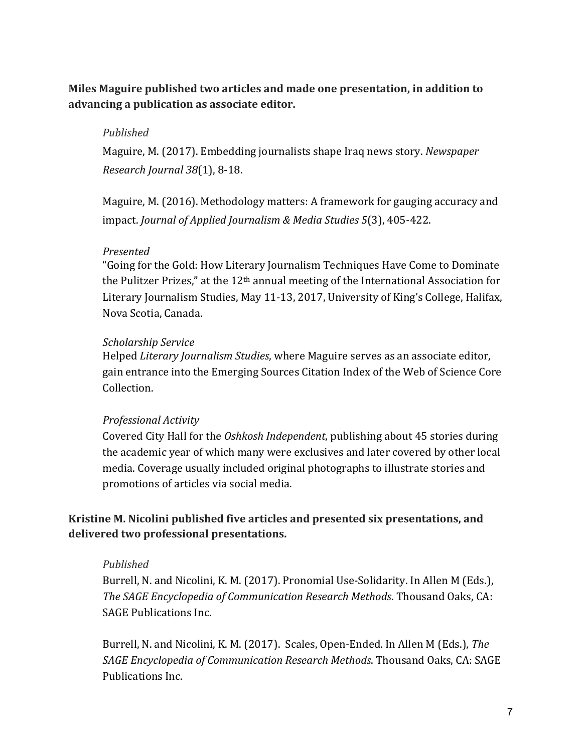**Miles Maguire published two articles and made one presentation, in addition to advancing a publication as associate editor.**

*Published*

Maguire, M. (2017). Embedding journalists shape Iraq news story. *Newspaper Research Journal 38*(1), 8-18.

Maguire, M. (2016). Methodology matters: A framework for gauging accuracy and impact. *Journal of Applied Journalism & Media Studies 5*(3), 405-422.

*Presented*

"Going for the Gold: How Literary Journalism Techniques Have Come to Dominate the Pulitzer Prizes," at the 12th annual meeting of the International Association for Literary Journalism Studies, May 11-13, 2017, University of King's College, Halifax, Nova Scotia, Canada.

*Scholarship Service*

Helped *Literary Journalism Studies*, where Maguire serves as an associate editor, gain entrance into the Emerging Sources Citation Index of the Web of Science Core Collection.

*Professional Activity*

Covered City Hall for the *Oshkosh Independent*, publishing about 45 stories during the academic year of which many were exclusives and later covered by other local media. Coverage usually included original photographs to illustrate stories and promotions of articles via social media.

**Kristine M. Nicolini published five articles and presented six presentations, and delivered two professional presentations.**

*Published*

Burrell, N. and Nicolini, K. M. (2017). Pronomial Use-Solidarity. In Allen M (Eds.), *The SAGE Encyclopedia of Communication Research Methods*. Thousand Oaks, CA: SAGE Publications Inc.

Burrell, N. and Nicolini, K. M. (2017). Scales, Open-Ended. In Allen M (Eds.), *The SAGE Encyclopedia of Communication Research Methods*. Thousand Oaks, CA: SAGE Publications Inc.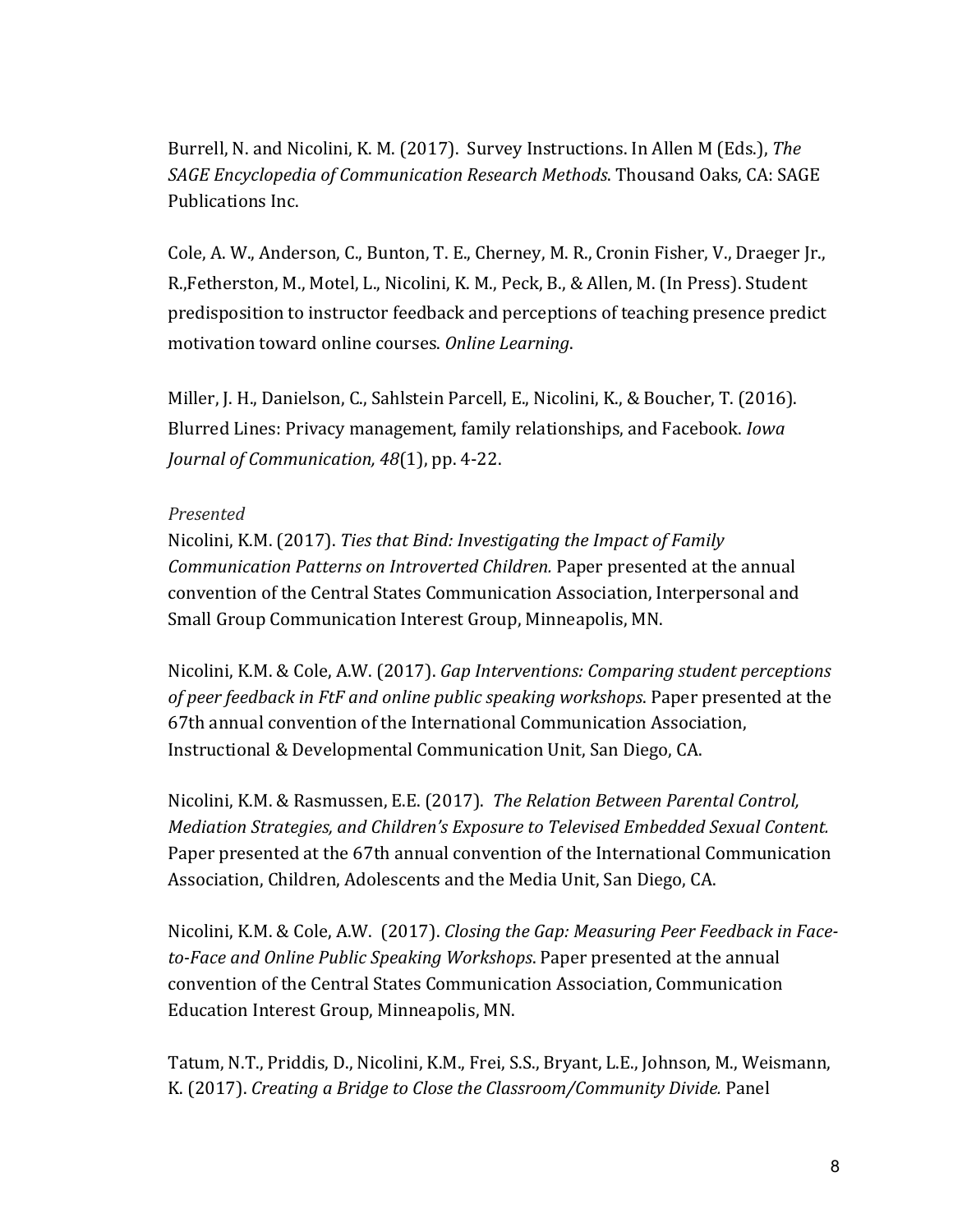Burrell, N. and Nicolini, K. M. (2017). Survey Instructions. In Allen M (Eds.), *The SAGE Encyclopedia of Communication Research Methods*. Thousand Oaks, CA: SAGE Publications Inc.

Cole, A. W., Anderson, C., Bunton, T. E., Cherney, M. R., Cronin Fisher, V., Draeger Jr., R.,Fetherston, M., Motel, L., Nicolini, K. M., Peck, B., & Allen, M. (In Press). Student predisposition to instructor feedback and perceptions of teaching presence predict motivation toward online courses. *Online Learning*.

Miller, J. H., Danielson, C., Sahlstein Parcell, E., Nicolini, K., & Boucher, T. (2016). Blurred Lines: Privacy management, family relationships, and Facebook. *Iowa Journal of Communication, 48*(1), pp. 4-22.

*Presented*

Nicolini, K.M. (2017). *Ties that Bind: Investigating the Impact of Family Communication Patterns on Introverted Children.* Paper presented at the annual convention of the Central States Communication Association, Interpersonal and Small Group Communication Interest Group, Minneapolis, MN.

Nicolini, K.M. & Cole, A.W. (2017). *Gap Interventions: Comparing student perceptions of peer feedback in FtF and online public speaking workshops.* Paper presented at the 67th annual convention of the International Communication Association, Instructional & Developmental Communication Unit, San Diego, CA.

Nicolini, K.M. & Rasmussen, E.E. (2017). *The Relation Between Parental Control, Mediation Strategies, and Children's Exposure to Televised Embedded Sexual Content.* Paper presented at the 67th annual convention of the International Communication Association, Children, Adolescents and the Media Unit, San Diego, CA.

Nicolini, K.M. & Cole, A.W. (2017). *Closing the Gap: Measuring Peer Feedback in Face-to-Face and Online Public Speaking Workshops*. Paper presented at the annual convention of the Central States Communication Association, Communication Education Interest Group, Minneapolis, MN.

Tatum, N.T., Priddis, D., Nicolini, K.M., Frei, S.S., Bryant, L.E., Johnson, M., Weismann, K. (2017). *Creating a Bridge to Close the Classroom/Community Divide.* Panel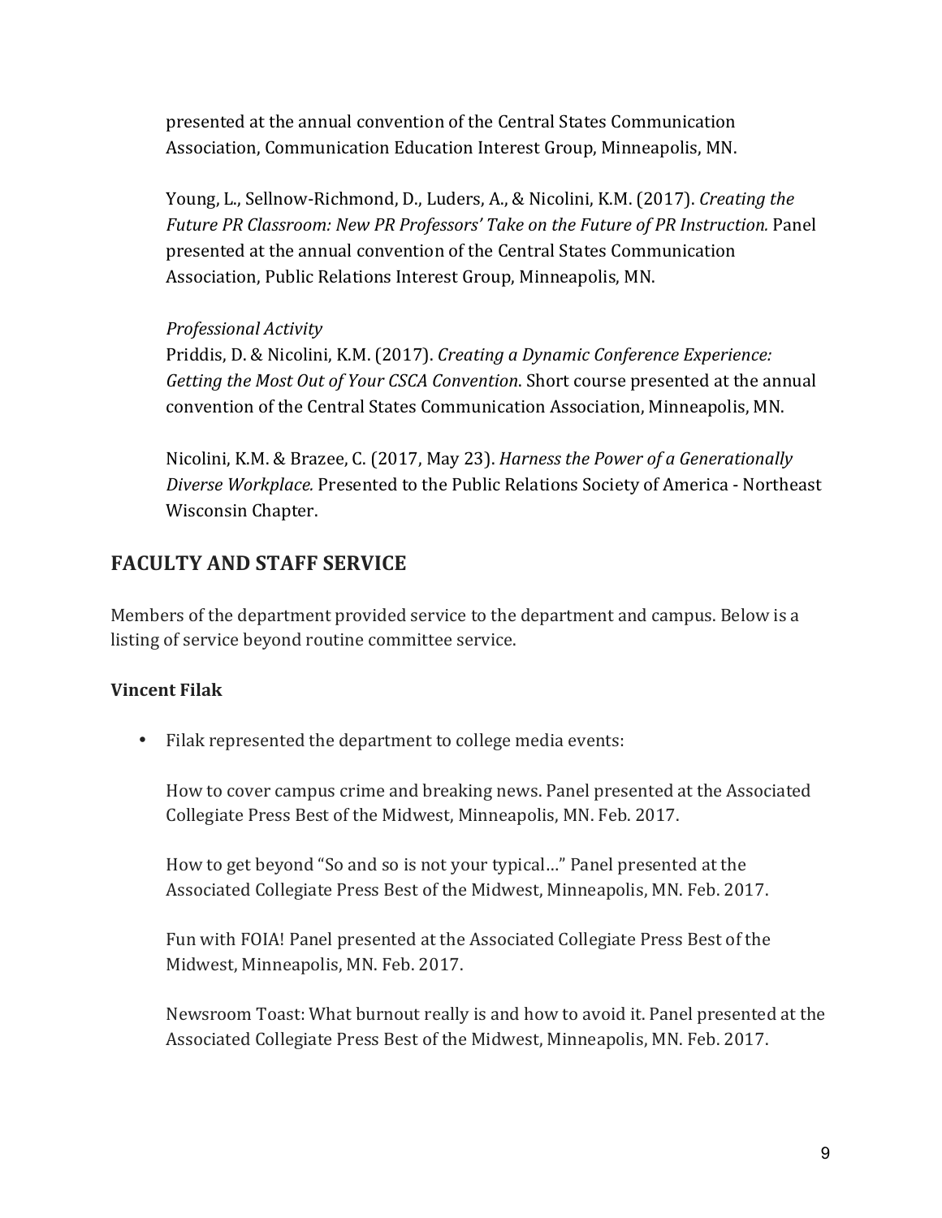presented at the annual convention of the Central States Communication Association, Communication Education Interest Group, Minneapolis, MN.

Young, L., Sellnow-Richmond, D., Luders, A., & Nicolini, K.M. (2017). *Creating the Future PR Classroom: New PR Professors' Take on the Future of PR Instruction.* Panel presented at the annual convention of the Central States Communication Association, Public Relations Interest Group, Minneapolis, MN.

*Professional Activity*

Priddis, D. & Nicolini, K.M. (2017). *Creating a Dynamic Conference Experience: Getting the Most Out of Your CSCA Convention*. Short course presented at the annual convention of the Central States Communication Association, Minneapolis, MN.

Nicolini, K.M. & Brazee, C. (2017, May 23). *Harness the Power of a Generationally Diverse Workplace.* Presented to the Public Relations Society of America - Northeast Wisconsin Chapter.

## FACULTY AND STAFF SERVICE

Members of the department provided service to the department and campus. Below is a listing of service beyond routine committee service.

**Vincent Filak**

- Filak represented the department to college media events:

  How to cover campus crime and breaking news. Panel presented at the Associated Collegiate Press Best of the Midwest, Minneapolis, MN. Feb. 2017.

  How to get beyond "So and so is not your typical…" Panel presented at the Associated Collegiate Press Best of the Midwest, Minneapolis, MN. Feb. 2017.

  Fun with FOIA! Panel presented at the Associated Collegiate Press Best of the Midwest, Minneapolis, MN. Feb. 2017.

  Newsroom Toast: What burnout really is and how to avoid it. Panel presented at the Associated Collegiate Press Best of the Midwest, Minneapolis, MN. Feb. 2017.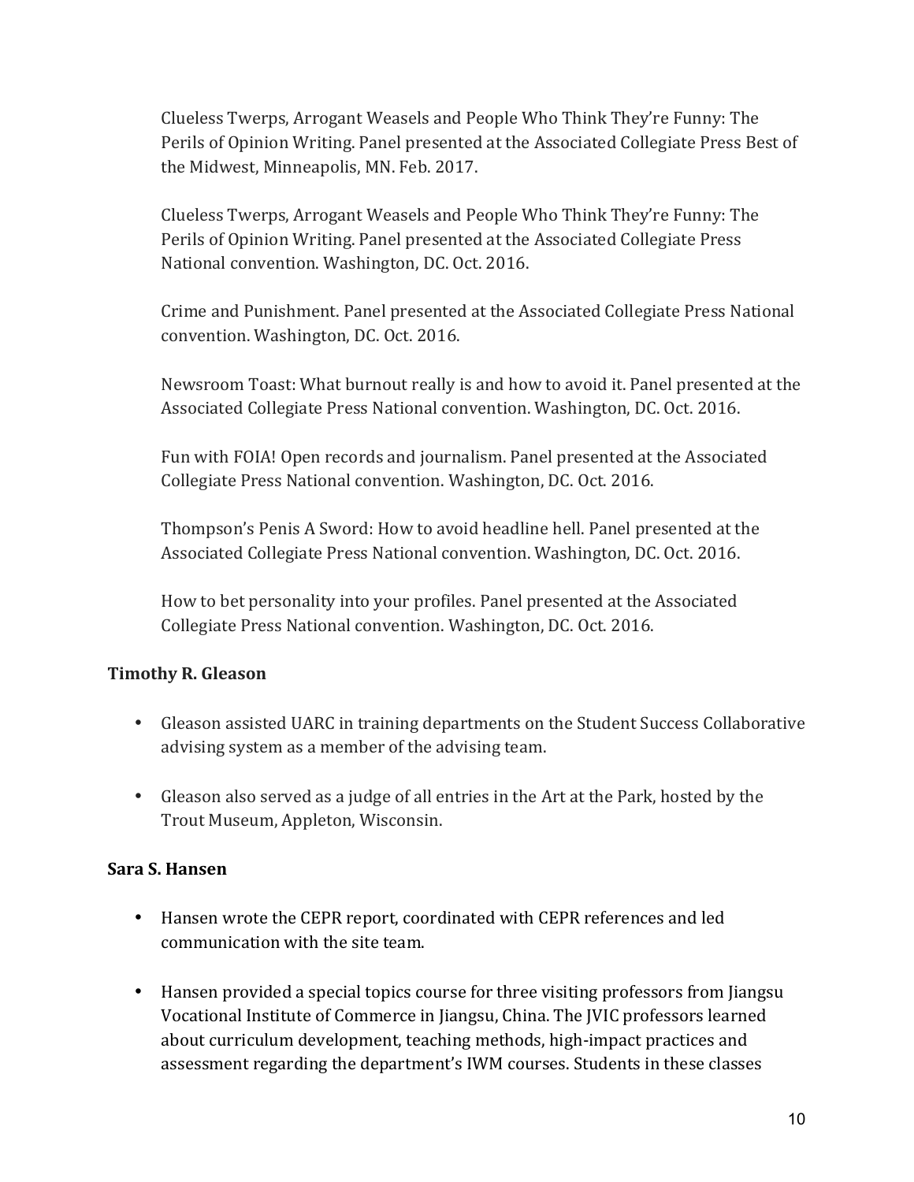Clueless Twerps, Arrogant Weasels and People Who Think They're Funny: The Perils of Opinion Writing. Panel presented at the Associated Collegiate Press Best of the Midwest, Minneapolis, MN. Feb. 2017.

Clueless Twerps, Arrogant Weasels and People Who Think They're Funny: The Perils of Opinion Writing. Panel presented at the Associated Collegiate Press National convention. Washington, DC. Oct. 2016.

Crime and Punishment. Panel presented at the Associated Collegiate Press National convention. Washington, DC. Oct. 2016.

Newsroom Toast: What burnout really is and how to avoid it. Panel presented at the Associated Collegiate Press National convention. Washington, DC. Oct. 2016.

Fun with FOIA! Open records and journalism. Panel presented at the Associated Collegiate Press National convention. Washington, DC. Oct. 2016.

Thompson's Penis A Sword: How to avoid headline hell. Panel presented at the Associated Collegiate Press National convention. Washington, DC. Oct. 2016.

How to bet personality into your profiles. Panel presented at the Associated Collegiate Press National convention. Washington, DC. Oct. 2016.

**Timothy R. Gleason**

- Gleason assisted UARC in training departments on the Student Success Collaborative advising system as a member of the advising team.

- Gleason also served as a judge of all entries in the Art at the Park, hosted by the Trout Museum, Appleton, Wisconsin.

**Sara S. Hansen**

- Hansen wrote the CEPR report, coordinated with CEPR references and led communication with the site team.

- Hansen provided a special topics course for three visiting professors from Jiangsu Vocational Institute of Commerce in Jiangsu, China. The JVIC professors learned about curriculum development, teaching methods, high-impact practices and assessment regarding the department's IWM courses. Students in these classes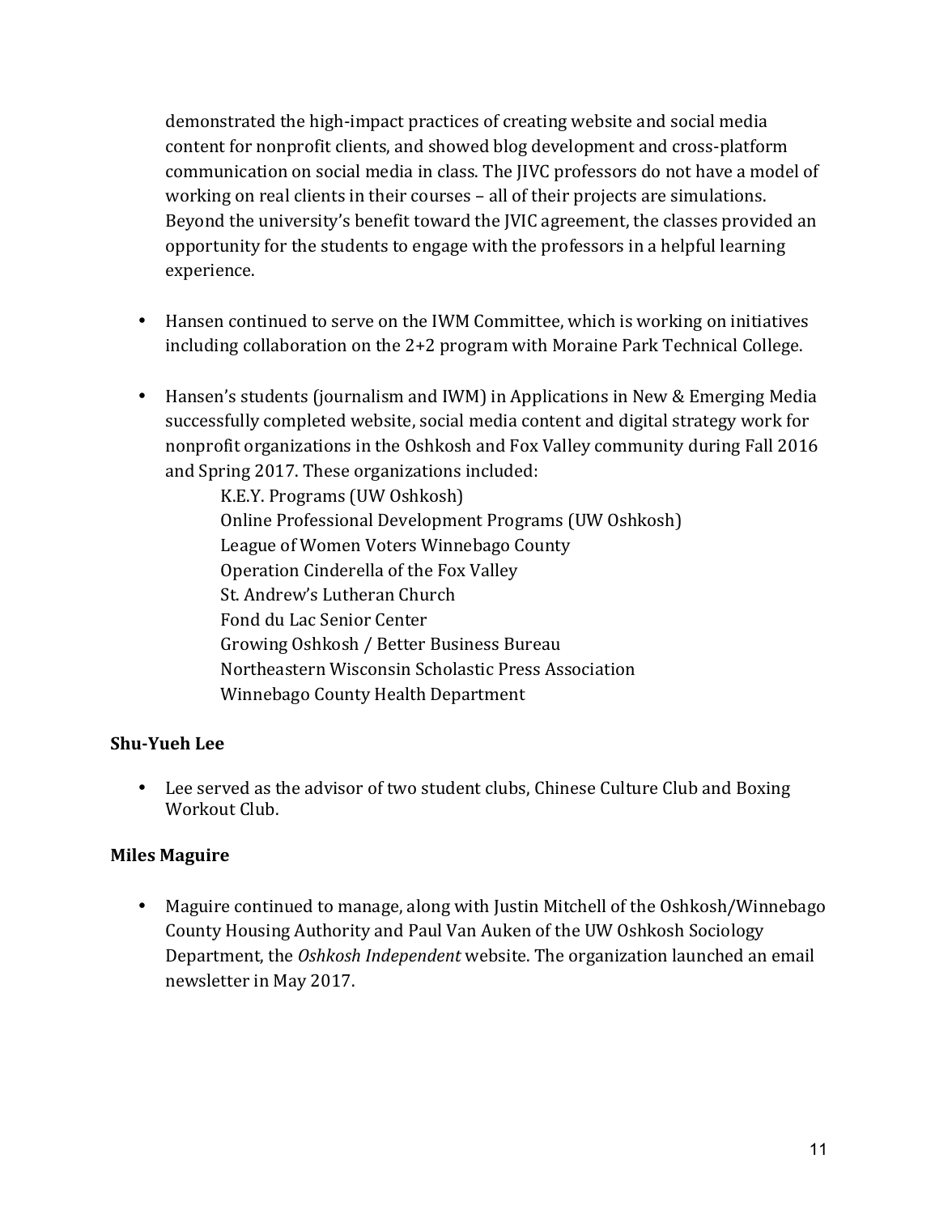demonstrated the high-impact practices of creating website and social media content for nonprofit clients, and showed blog development and cross-platform communication on social media in class. The JIVC professors do not have a model of working on real clients in their courses – all of their projects are simulations. Beyond the university's benefit toward the JVIC agreement, the classes provided an opportunity for the students to engage with the professors in a helpful learning experience.

- Hansen continued to serve on the IWM Committee, which is working on initiatives including collaboration on the 2+2 program with Moraine Park Technical College.

- Hansen's students (journalism and IWM) in Applications in New & Emerging Media successfully completed website, social media content and digital strategy work for nonprofit organizations in the Oshkosh and Fox Valley community during Fall 2016 and Spring 2017. These organizations included:
  - K.E.Y. Programs (UW Oshkosh)
  - Online Professional Development Programs (UW Oshkosh)
  - League of Women Voters Winnebago County
  - Operation Cinderella of the Fox Valley
  - St. Andrew's Lutheran Church
  - Fond du Lac Senior Center
  - Growing Oshkosh / Better Business Bureau
  - Northeastern Wisconsin Scholastic Press Association
  - Winnebago County Health Department

**Shu-Yueh Lee**

- Lee served as the advisor of two student clubs, Chinese Culture Club and Boxing Workout Club.

**Miles Maguire**

- Maguire continued to manage, along with Justin Mitchell of the Oshkosh/Winnebago County Housing Authority and Paul Van Auken of the UW Oshkosh Sociology Department, the *Oshkosh Independent* website. The organization launched an email newsletter in May 2017.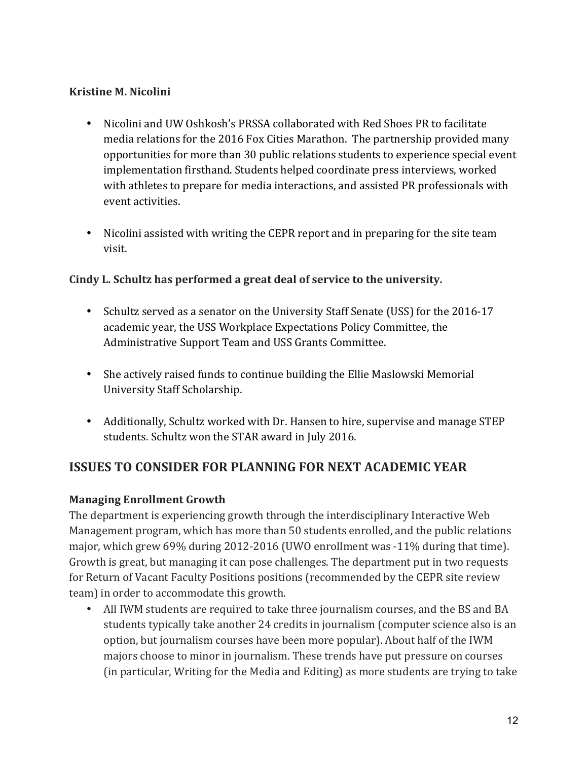**Kristine M. Nicolini**

- Nicolini and UW Oshkosh's PRSSA collaborated with Red Shoes PR to facilitate media relations for the 2016 Fox Cities Marathon. The partnership provided many opportunities for more than 30 public relations students to experience special event implementation firsthand. Students helped coordinate press interviews, worked with athletes to prepare for media interactions, and assisted PR professionals with event activities.

- Nicolini assisted with writing the CEPR report and in preparing for the site team visit.

**Cindy L. Schultz has performed a great deal of service to the university.**

- Schultz served as a senator on the University Staff Senate (USS) for the 2016-17 academic year, the USS Workplace Expectations Policy Committee, the Administrative Support Team and USS Grants Committee.

- She actively raised funds to continue building the Ellie Maslowski Memorial University Staff Scholarship.

- Additionally, Schultz worked with Dr. Hansen to hire, supervise and manage STEP students. Schultz won the STAR award in July 2016.

## ISSUES TO CONSIDER FOR PLANNING FOR NEXT ACADEMIC YEAR

### Managing Enrollment Growth

The department is experiencing growth through the interdisciplinary Interactive Web Management program, which has more than 50 students enrolled, and the public relations major, which grew 69% during 2012-2016 (UWO enrollment was -11% during that time). Growth is great, but managing it can pose challenges. The department put in two requests for Return of Vacant Faculty Positions positions (recommended by the CEPR site review team) in order to accommodate this growth.

- All IWM students are required to take three journalism courses, and the BS and BA students typically take another 24 credits in journalism (computer science also is an option, but journalism courses have been more popular). About half of the IWM majors choose to minor in journalism. These trends have put pressure on courses (in particular, Writing for the Media and Editing) as more students are trying to take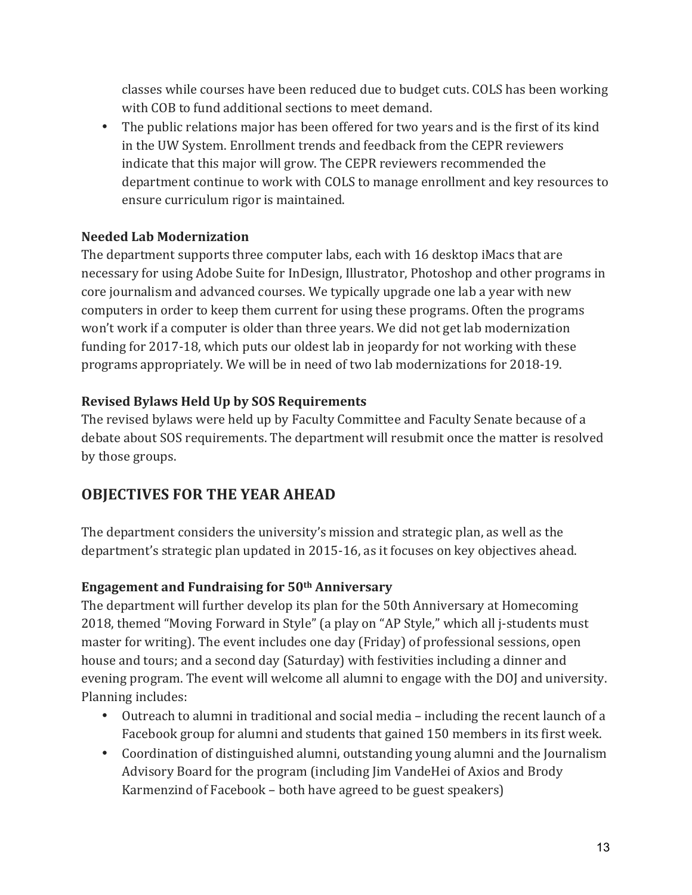classes while courses have been reduced due to budget cuts. COLS has been working with COB to fund additional sections to meet demand.

- The public relations major has been offered for two years and is the first of its kind in the UW System. Enrollment trends and feedback from the CEPR reviewers indicate that this major will grow. The CEPR reviewers recommended the department continue to work with COLS to manage enrollment and key resources to ensure curriculum rigor is maintained.

**Needed Lab Modernization**

The department supports three computer labs, each with 16 desktop iMacs that are necessary for using Adobe Suite for InDesign, Illustrator, Photoshop and other programs in core journalism and advanced courses. We typically upgrade one lab a year with new computers in order to keep them current for using these programs. Often the programs won't work if a computer is older than three years. We did not get lab modernization funding for 2017-18, which puts our oldest lab in jeopardy for not working with these programs appropriately. We will be in need of two lab modernizations for 2018-19.

**Revised Bylaws Held Up by SOS Requirements**

The revised bylaws were held up by Faculty Committee and Faculty Senate because of a debate about SOS requirements. The department will resubmit once the matter is resolved by those groups.

## OBJECTIVES FOR THE YEAR AHEAD

The department considers the university's mission and strategic plan, as well as the department's strategic plan updated in 2015-16, as it focuses on key objectives ahead.

**Engagement and Fundraising for 50th Anniversary**

The department will further develop its plan for the 50th Anniversary at Homecoming 2018, themed "Moving Forward in Style" (a play on "AP Style," which all j-students must master for writing). The event includes one day (Friday) of professional sessions, open house and tours; and a second day (Saturday) with festivities including a dinner and evening program. The event will welcome all alumni to engage with the DOJ and university. Planning includes:

- Outreach to alumni in traditional and social media – including the recent launch of a Facebook group for alumni and students that gained 150 members in its first week.
- Coordination of distinguished alumni, outstanding young alumni and the Journalism Advisory Board for the program (including Jim VandeHei of Axios and Brody Karmenzind of Facebook – both have agreed to be guest speakers)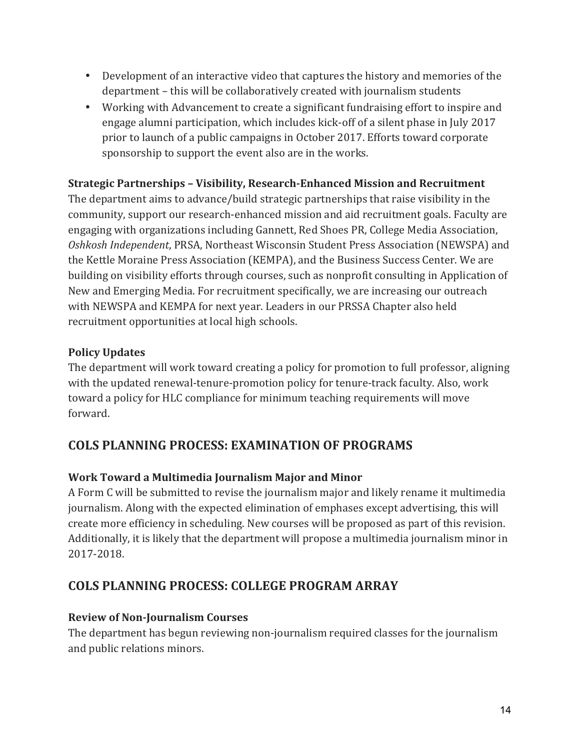- Development of an interactive video that captures the history and memories of the department – this will be collaboratively created with journalism students
- Working with Advancement to create a significant fundraising effort to inspire and engage alumni participation, which includes kick-off of a silent phase in July 2017 prior to launch of a public campaigns in October 2017. Efforts toward corporate sponsorship to support the event also are in the works.

**Strategic Partnerships – Visibility, Research-Enhanced Mission and Recruitment**
The department aims to advance/build strategic partnerships that raise visibility in the community, support our research-enhanced mission and aid recruitment goals. Faculty are engaging with organizations including Gannett, Red Shoes PR, College Media Association, *Oshkosh Independent*, PRSA, Northeast Wisconsin Student Press Association (NEWSPA) and the Kettle Moraine Press Association (KEMPA), and the Business Success Center. We are building on visibility efforts through courses, such as nonprofit consulting in Application of New and Emerging Media. For recruitment specifically, we are increasing our outreach with NEWSPA and KEMPA for next year. Leaders in our PRSSA Chapter also held recruitment opportunities at local high schools.

**Policy Updates**
The department will work toward creating a policy for promotion to full professor, aligning with the updated renewal-tenure-promotion policy for tenure-track faculty. Also, work toward a policy for HLC compliance for minimum teaching requirements will move forward.

## COLS PLANNING PROCESS: EXAMINATION OF PROGRAMS

**Work Toward a Multimedia Journalism Major and Minor**
A Form C will be submitted to revise the journalism major and likely rename it multimedia journalism. Along with the expected elimination of emphases except advertising, this will create more efficiency in scheduling. New courses will be proposed as part of this revision. Additionally, it is likely that the department will propose a multimedia journalism minor in 2017-2018.

## COLS PLANNING PROCESS: COLLEGE PROGRAM ARRAY

**Review of Non-Journalism Courses**
The department has begun reviewing non-journalism required classes for the journalism and public relations minors.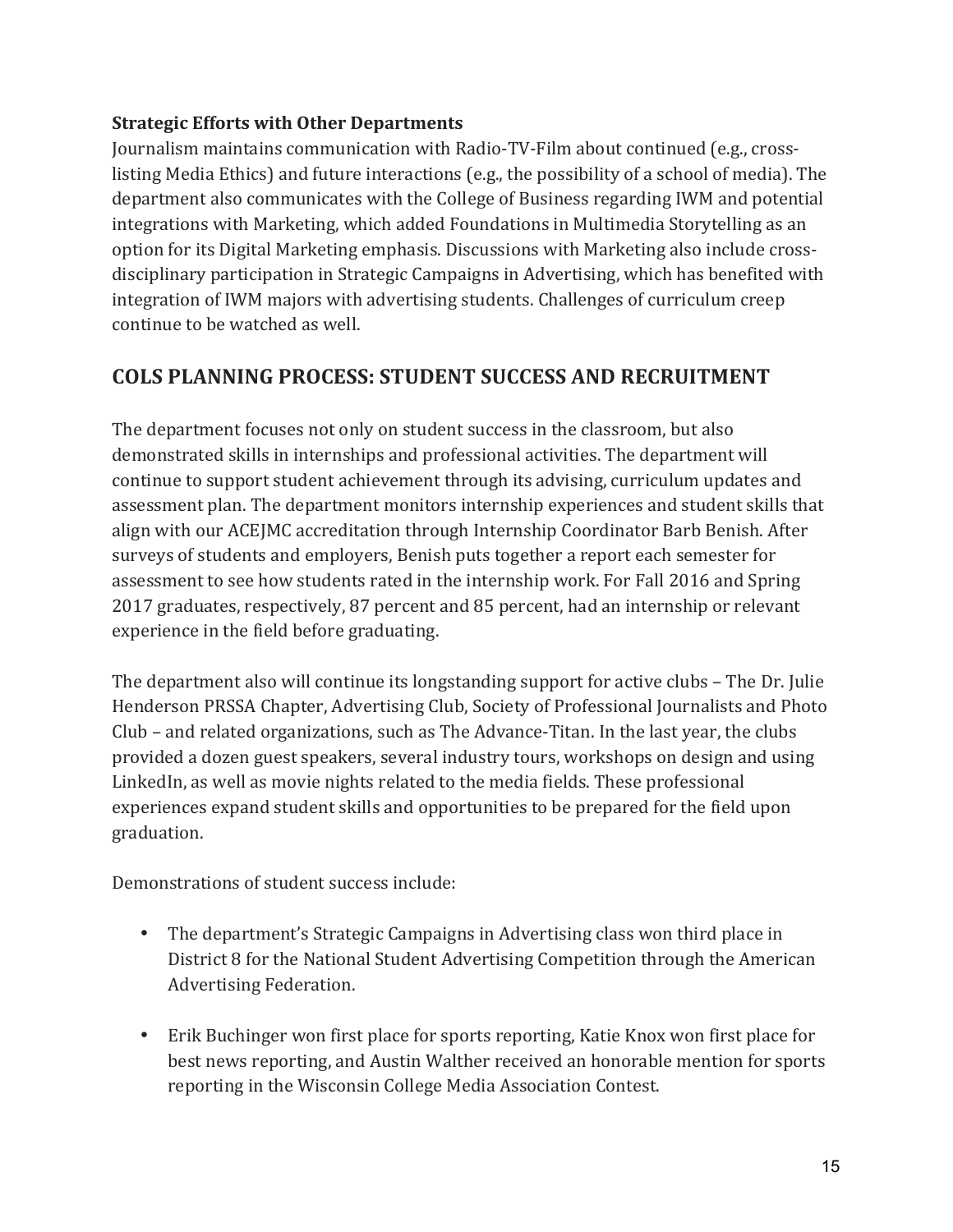**Strategic Efforts with Other Departments**

Journalism maintains communication with Radio-TV-Film about continued (e.g., cross-listing Media Ethics) and future interactions (e.g., the possibility of a school of media). The department also communicates with the College of Business regarding IWM and potential integrations with Marketing, which added Foundations in Multimedia Storytelling as an option for its Digital Marketing emphasis. Discussions with Marketing also include cross-disciplinary participation in Strategic Campaigns in Advertising, which has benefited with integration of IWM majors with advertising students. Challenges of curriculum creep continue to be watched as well.

## COLS PLANNING PROCESS: STUDENT SUCCESS AND RECRUITMENT

The department focuses not only on student success in the classroom, but also demonstrated skills in internships and professional activities. The department will continue to support student achievement through its advising, curriculum updates and assessment plan. The department monitors internship experiences and student skills that align with our ACEJMC accreditation through Internship Coordinator Barb Benish. After surveys of students and employers, Benish puts together a report each semester for assessment to see how students rated in the internship work. For Fall 2016 and Spring 2017 graduates, respectively, 87 percent and 85 percent, had an internship or relevant experience in the field before graduating.

The department also will continue its longstanding support for active clubs – The Dr. Julie Henderson PRSSA Chapter, Advertising Club, Society of Professional Journalists and Photo Club – and related organizations, such as The Advance-Titan. In the last year, the clubs provided a dozen guest speakers, several industry tours, workshops on design and using LinkedIn, as well as movie nights related to the media fields. These professional experiences expand student skills and opportunities to be prepared for the field upon graduation.

Demonstrations of student success include:

- The department's Strategic Campaigns in Advertising class won third place in District 8 for the National Student Advertising Competition through the American Advertising Federation.

- Erik Buchinger won first place for sports reporting, Katie Knox won first place for best news reporting, and Austin Walther received an honorable mention for sports reporting in the Wisconsin College Media Association Contest.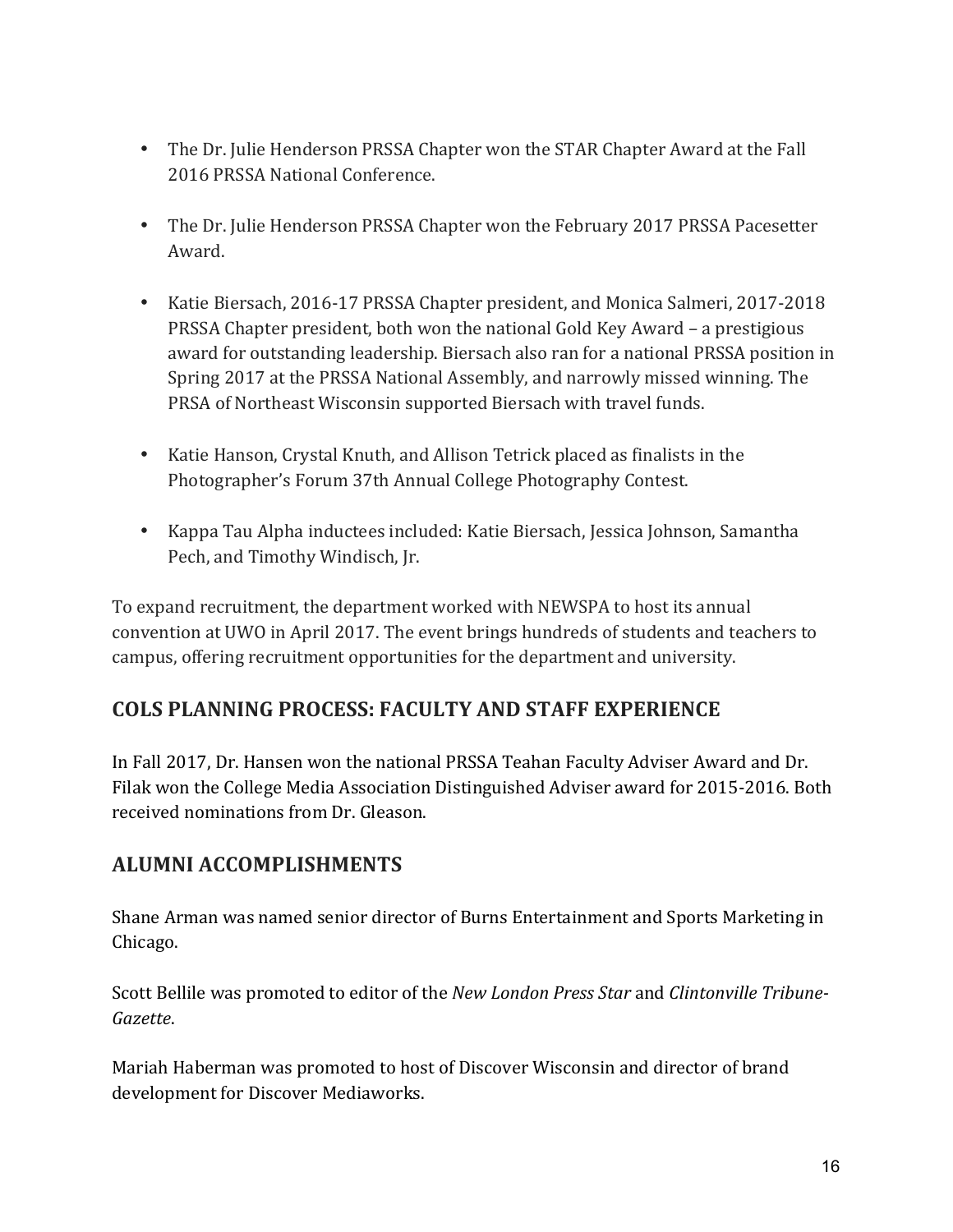- The Dr. Julie Henderson PRSSA Chapter won the STAR Chapter Award at the Fall 2016 PRSSA National Conference.

- The Dr. Julie Henderson PRSSA Chapter won the February 2017 PRSSA Pacesetter Award.

- Katie Biersach, 2016-17 PRSSA Chapter president, and Monica Salmeri, 2017-2018 PRSSA Chapter president, both won the national Gold Key Award – a prestigious award for outstanding leadership. Biersach also ran for a national PRSSA position in Spring 2017 at the PRSSA National Assembly, and narrowly missed winning. The PRSA of Northeast Wisconsin supported Biersach with travel funds.

- Katie Hanson, Crystal Knuth, and Allison Tetrick placed as finalists in the Photographer's Forum 37th Annual College Photography Contest.

- Kappa Tau Alpha inductees included: Katie Biersach, Jessica Johnson, Samantha Pech, and Timothy Windisch, Jr.

To expand recruitment, the department worked with NEWSPA to host its annual convention at UWO in April 2017. The event brings hundreds of students and teachers to campus, offering recruitment opportunities for the department and university.

## COLS PLANNING PROCESS: FACULTY AND STAFF EXPERIENCE

In Fall 2017, Dr. Hansen won the national PRSSA Teahan Faculty Adviser Award and Dr. Filak won the College Media Association Distinguished Adviser award for 2015-2016. Both received nominations from Dr. Gleason.

## ALUMNI ACCOMPLISHMENTS

Shane Arman was named senior director of Burns Entertainment and Sports Marketing in Chicago.

Scott Bellile was promoted to editor of the *New London Press Star* and *Clintonville Tribune-Gazette*.

Mariah Haberman was promoted to host of Discover Wisconsin and director of brand development for Discover Mediaworks.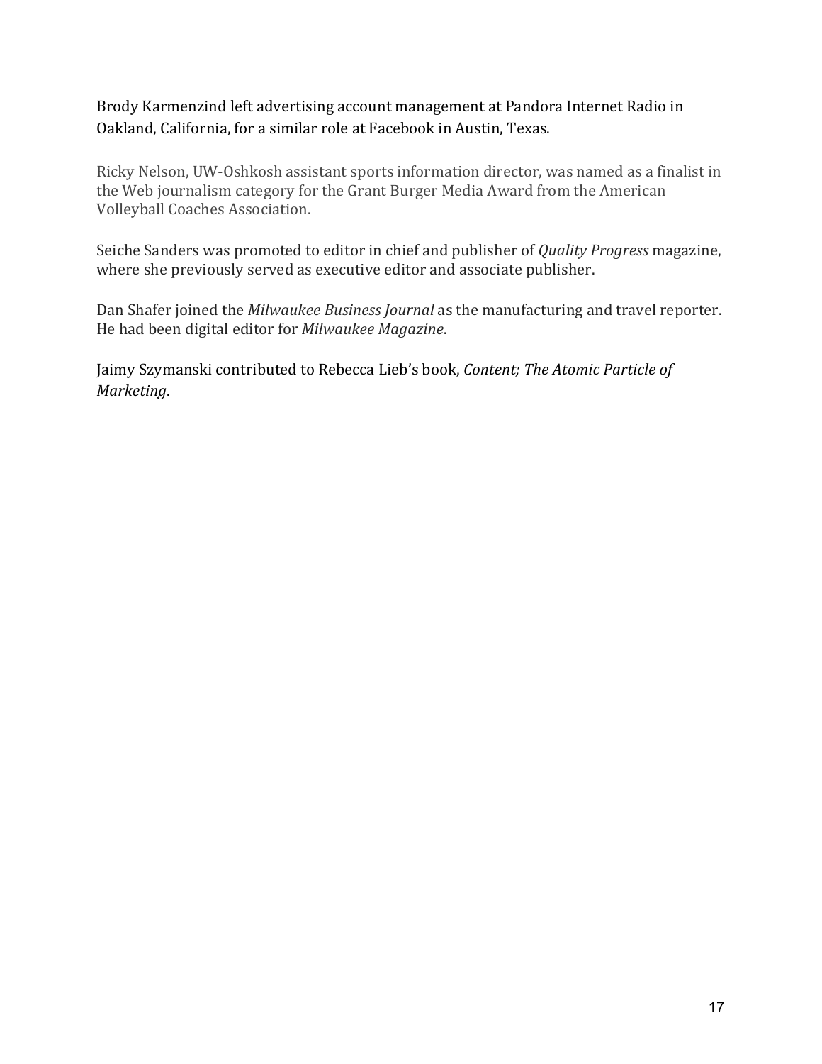Brody Karmenzind left advertising account management at Pandora Internet Radio in Oakland, California, for a similar role at Facebook in Austin, Texas.

Ricky Nelson, UW-Oshkosh assistant sports information director, was named as a finalist in the Web journalism category for the Grant Burger Media Award from the American Volleyball Coaches Association.

Seiche Sanders was promoted to editor in chief and publisher of *Quality Progress* magazine, where she previously served as executive editor and associate publisher.

Dan Shafer joined the *Milwaukee Business Journal* as the manufacturing and travel reporter. He had been digital editor for *Milwaukee Magazine*.

Jaimy Szymanski contributed to Rebecca Lieb's book, *Content; The Atomic Particle of Marketing*.